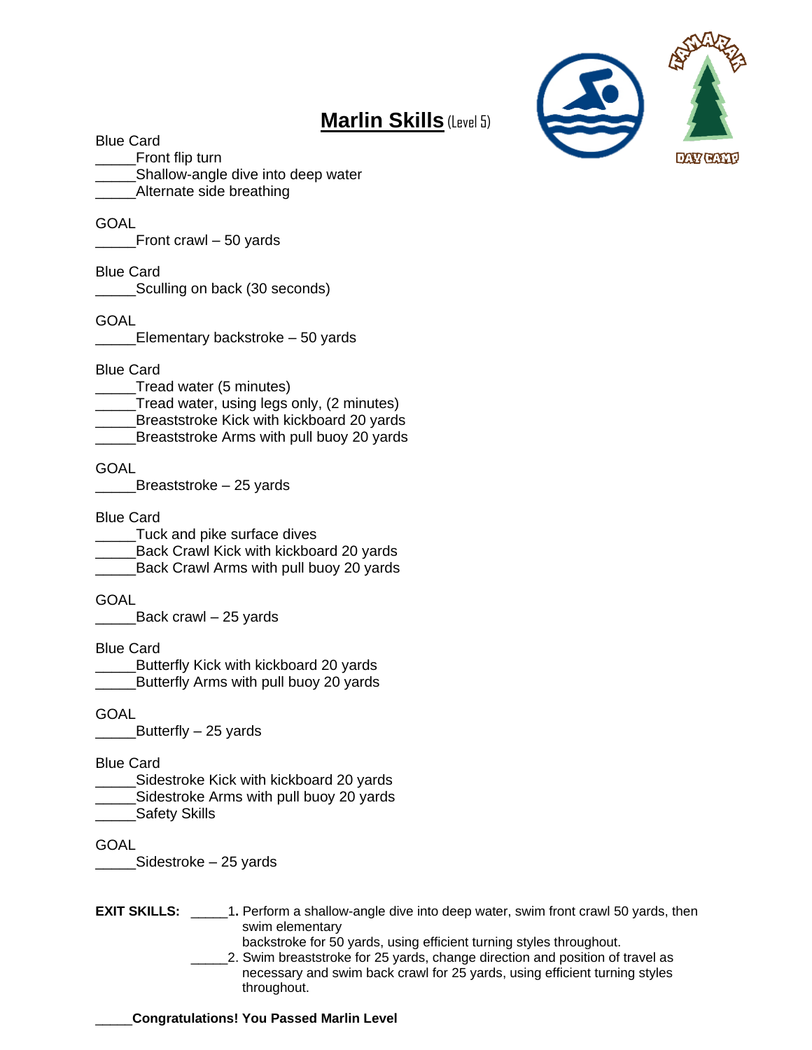# **Marlin Skills** (Level 5)

Blue Card

_____Front flip turn
_____Shallow-angle dive into deep water
_____Alternate side breathing

GOAL

_____Front crawl – 50 yards

Blue Card

_____Sculling on back (30 seconds)

GOAL

_____Elementary backstroke – 50 yards

Blue Card

_____Tread water (5 minutes)
_____Tread water, using legs only, (2 minutes)
_____Breaststroke Kick with kickboard 20 yards
_____Breaststroke Arms with pull buoy 20 yards

GOAL

_____Breaststroke – 25 yards

Blue Card

_____Tuck and pike surface dives
_____Back Crawl Kick with kickboard 20 yards
_____Back Crawl Arms with pull buoy 20 yards

GOAL

_____Back crawl – 25 yards

Blue Card

_____Butterfly Kick with kickboard 20 yards
_____Butterfly Arms with pull buoy 20 yards

GOAL

_____Butterfly – 25 yards

Blue Card

_____Sidestroke Kick with kickboard 20 yards
_____Sidestroke Arms with pull buoy 20 yards
_____Safety Skills

GOAL

_____Sidestroke – 25 yards

**EXIT SKILLS:** _____1. Perform a shallow-angle dive into deep water, swim front crawl 50 yards, then swim elementary backstroke for 50 yards, using efficient turning styles throughout.

_____2. Swim breaststroke for 25 yards, change direction and position of travel as necessary and swim back crawl for 25 yards, using efficient turning styles throughout.

_____**Congratulations! You Passed Marlin Level**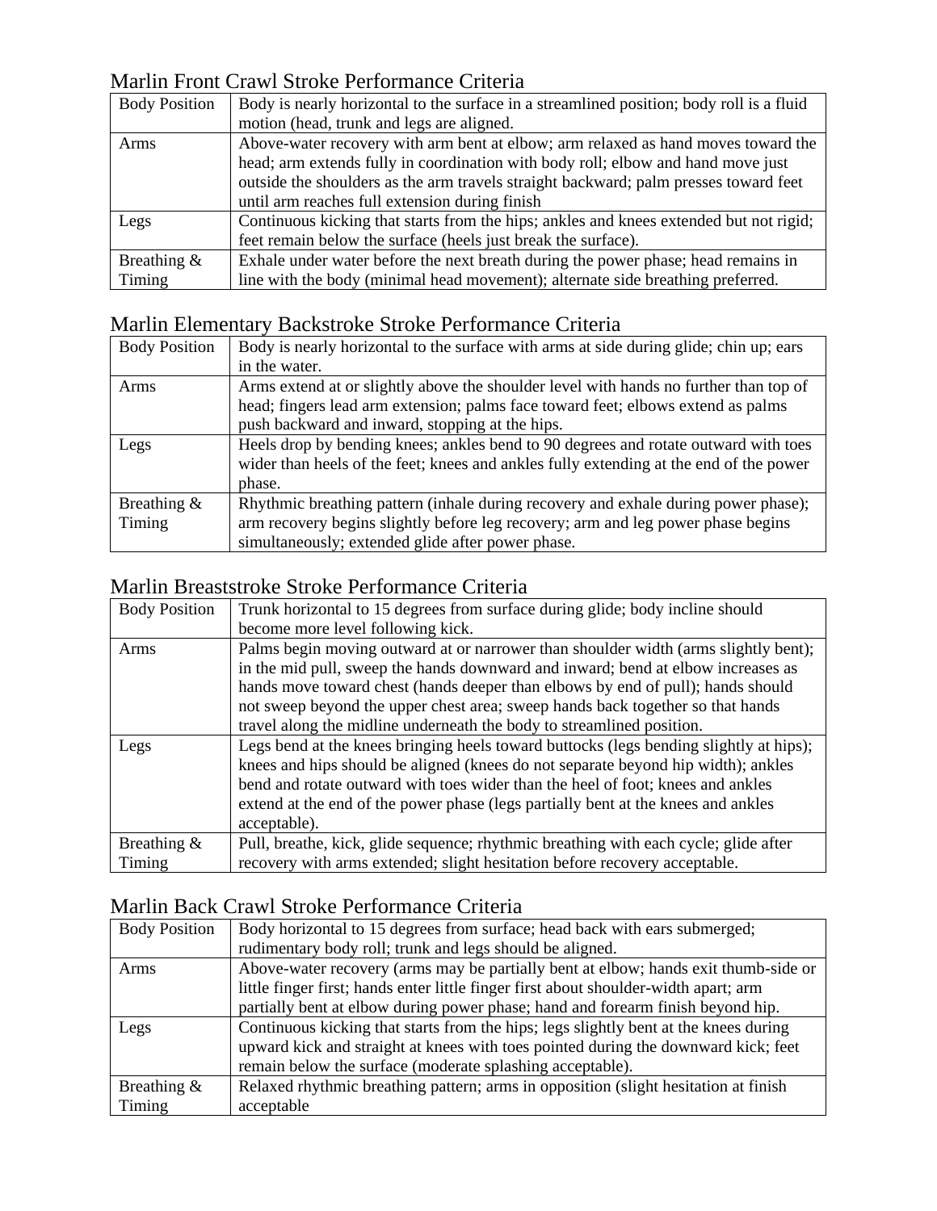## Marlin Front Crawl Stroke Performance Criteria

| Body Position | Body is nearly horizontal to the surface in a streamlined position; body roll is a fluid motion (head, trunk and legs are aligned. |
|---|---|
| Arms | Above-water recovery with arm bent at elbow; arm relaxed as hand moves toward the head; arm extends fully in coordination with body roll; elbow and hand move just outside the shoulders as the arm travels straight backward; palm presses toward feet until arm reaches full extension during finish |
| Legs | Continuous kicking that starts from the hips; ankles and knees extended but not rigid; feet remain below the surface (heels just break the surface). |
| Breathing & Timing | Exhale under water before the next breath during the power phase; head remains in line with the body (minimal head movement); alternate side breathing preferred. |

## Marlin Elementary Backstroke Stroke Performance Criteria

| Body Position | Body is nearly horizontal to the surface with arms at side during glide; chin up; ears in the water. |
|---|---|
| Arms | Arms extend at or slightly above the shoulder level with hands no further than top of head; fingers lead arm extension; palms face toward feet; elbows extend as palms push backward and inward, stopping at the hips. |
| Legs | Heels drop by bending knees; ankles bend to 90 degrees and rotate outward with toes wider than heels of the feet; knees and ankles fully extending at the end of the power phase. |
| Breathing & Timing | Rhythmic breathing pattern (inhale during recovery and exhale during power phase); arm recovery begins slightly before leg recovery; arm and leg power phase begins simultaneously; extended glide after power phase. |

## Marlin Breaststroke Stroke Performance Criteria

| Body Position | Trunk horizontal to 15 degrees from surface during glide; body incline should become more level following kick. |
|---|---|
| Arms | Palms begin moving outward at or narrower than shoulder width (arms slightly bent); in the mid pull, sweep the hands downward and inward; bend at elbow increases as hands move toward chest (hands deeper than elbows by end of pull); hands should not sweep beyond the upper chest area; sweep hands back together so that hands travel along the midline underneath the body to streamlined position. |
| Legs | Legs bend at the knees bringing heels toward buttocks (legs bending slightly at hips); knees and hips should be aligned (knees do not separate beyond hip width); ankles bend and rotate outward with toes wider than the heel of foot; knees and ankles extend at the end of the power phase (legs partially bent at the knees and ankles acceptable). |
| Breathing & Timing | Pull, breathe, kick, glide sequence; rhythmic breathing with each cycle; glide after recovery with arms extended; slight hesitation before recovery acceptable. |

## Marlin Back Crawl Stroke Performance Criteria

| Body Position | Body horizontal to 15 degrees from surface; head back with ears submerged; rudimentary body roll; trunk and legs should be aligned. |
|---|---|
| Arms | Above-water recovery (arms may be partially bent at elbow; hands exit thumb-side or little finger first; hands enter little finger first about shoulder-width apart; arm partially bent at elbow during power phase; hand and forearm finish beyond hip. |
| Legs | Continuous kicking that starts from the hips; legs slightly bent at the knees during upward kick and straight at knees with toes pointed during the downward kick; feet remain below the surface (moderate splashing acceptable). |
| Breathing & Timing | Relaxed rhythmic breathing pattern; arms in opposition (slight hesitation at finish acceptable |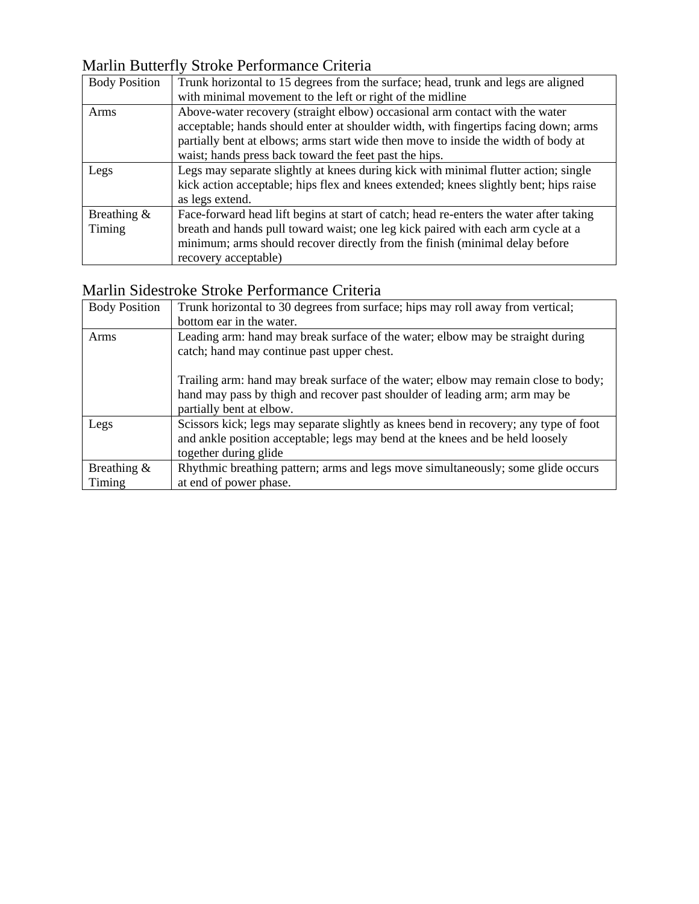## Marlin Butterfly Stroke Performance Criteria

| | |
|---|---|
| Body Position | Trunk horizontal to 15 degrees from the surface; head, trunk and legs are aligned with minimal movement to the left or right of the midline |
| Arms | Above-water recovery (straight elbow) occasional arm contact with the water acceptable; hands should enter at shoulder width, with fingertips facing down; arms partially bent at elbows; arms start wide then move to inside the width of body at waist; hands press back toward the feet past the hips. |
| Legs | Legs may separate slightly at knees during kick with minimal flutter action; single kick action acceptable; hips flex and knees extended; knees slightly bent; hips raise as legs extend. |
| Breathing & Timing | Face-forward head lift begins at start of catch; head re-enters the water after taking breath and hands pull toward waist; one leg kick paired with each arm cycle at a minimum; arms should recover directly from the finish (minimal delay before recovery acceptable) |

## Marlin Sidestroke Stroke Performance Criteria

| | |
|---|---|
| Body Position | Trunk horizontal to 30 degrees from surface; hips may roll away from vertical; bottom ear in the water. |
| Arms | Leading arm: hand may break surface of the water; elbow may be straight during catch; hand may continue past upper chest.<br><br>Trailing arm: hand may break surface of the water; elbow may remain close to body; hand may pass by thigh and recover past shoulder of leading arm; arm may be partially bent at elbow. |
| Legs | Scissors kick; legs may separate slightly as knees bend in recovery; any type of foot and ankle position acceptable; legs may bend at the knees and be held loosely together during glide |
| Breathing & Timing | Rhythmic breathing pattern; arms and legs move simultaneously; some glide occurs at end of power phase. |